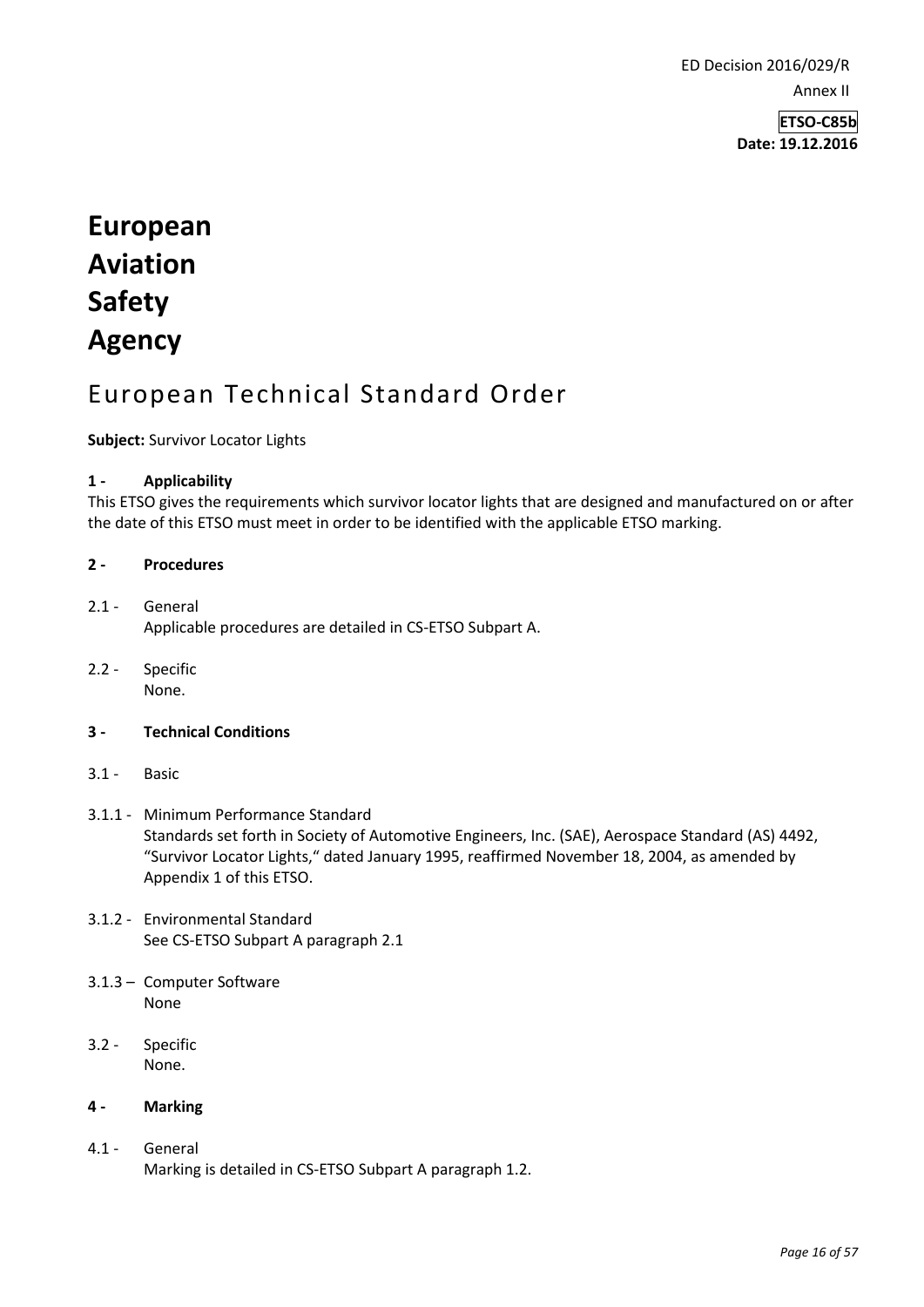ED Decision 2016/029/R

Annex II

**ETSO-C85b**
**Date: 19.12.2016**

# European Aviation Safety Agency

## European Technical Standard Order

**Subject:** Survivor Locator Lights

### 1 - Applicability

This ETSO gives the requirements which survivor locator lights that are designed and manufactured on or after the date of this ETSO must meet in order to be identified with the applicable ETSO marking.

### 2 - Procedures

2.1 - General
Applicable procedures are detailed in CS-ETSO Subpart A.

2.2 - Specific
None.

### 3 - Technical Conditions

3.1 - Basic

3.1.1 - Minimum Performance Standard
Standards set forth in Society of Automotive Engineers, Inc. (SAE), Aerospace Standard (AS) 4492, "Survivor Locator Lights," dated January 1995, reaffirmed November 18, 2004, as amended by Appendix 1 of this ETSO.

3.1.2 - Environmental Standard
See CS-ETSO Subpart A paragraph 2.1

3.1.3 – Computer Software
None

3.2 - Specific
None.

### 4 - Marking

4.1 - General
Marking is detailed in CS-ETSO Subpart A paragraph 1.2.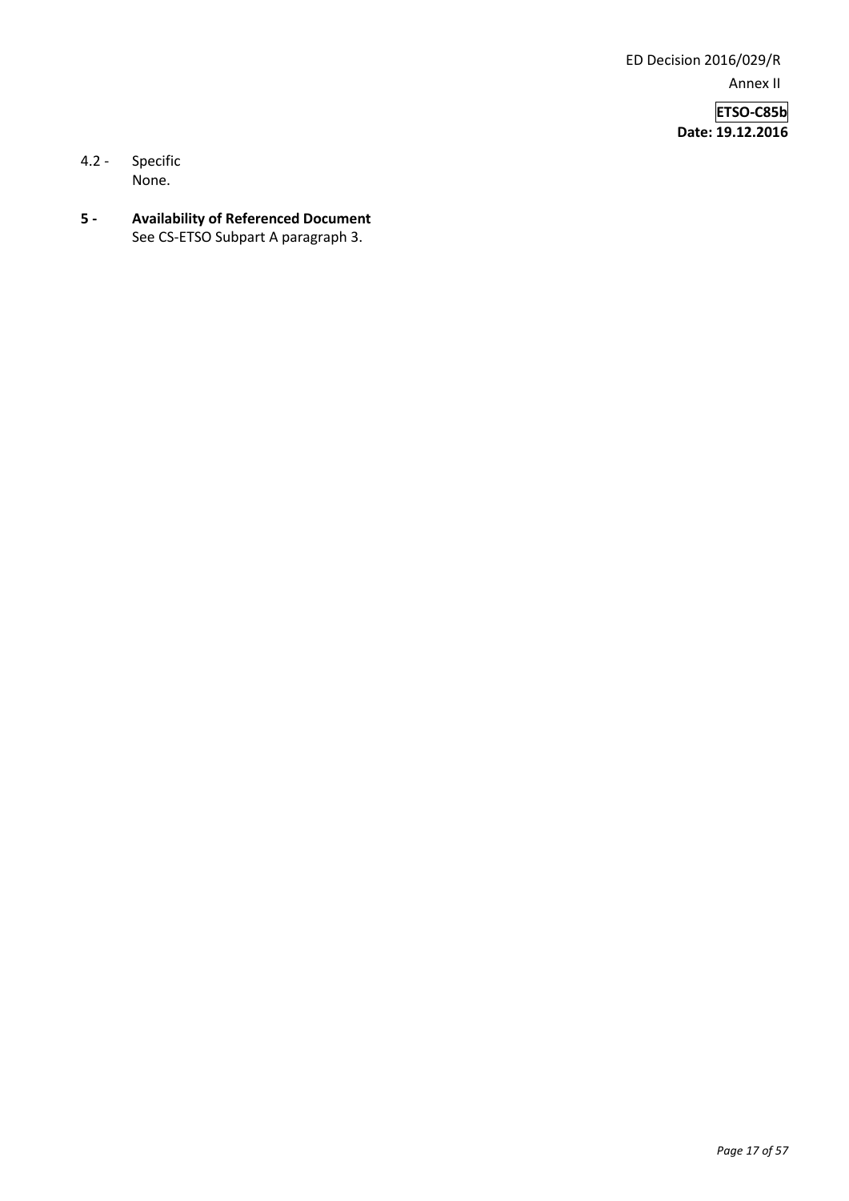4.2 - Specific

None.

**5 - Availability of Referenced Document**

See CS-ETSO Subpart A paragraph 3.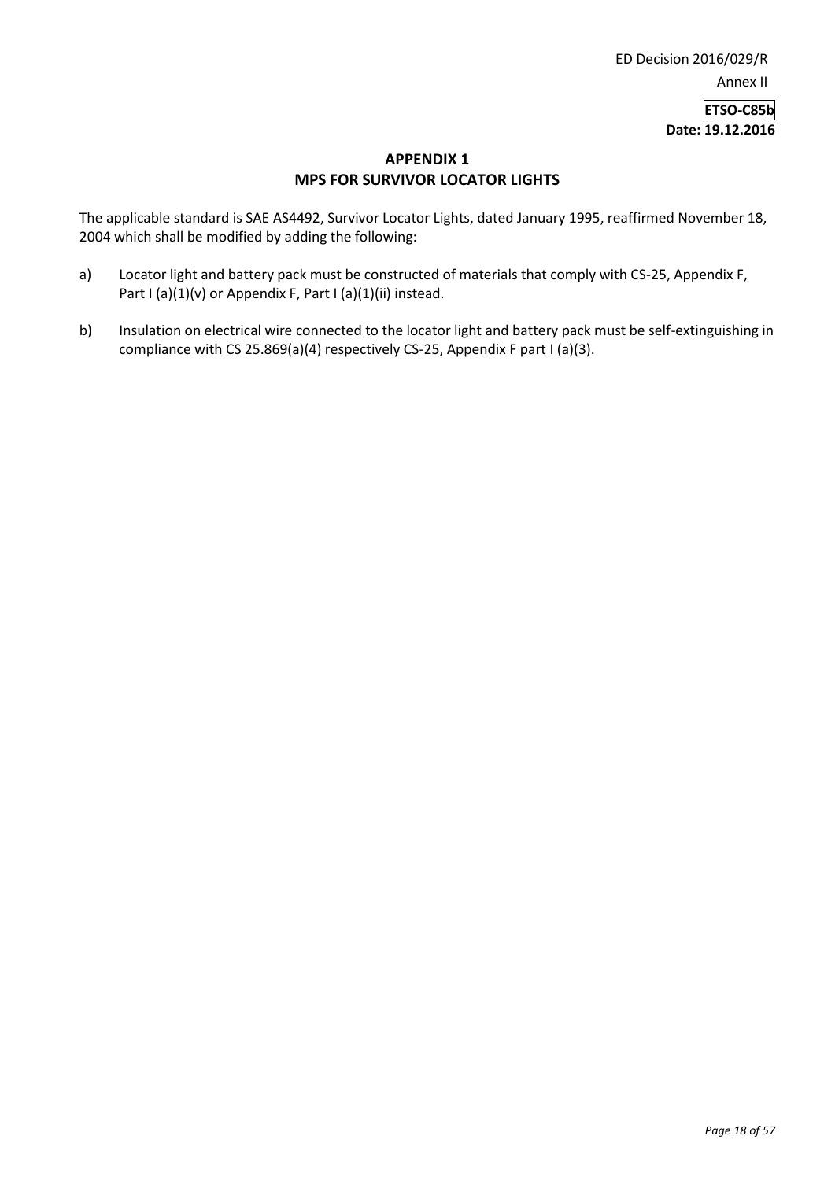## APPENDIX 1
## MPS FOR SURVIVOR LOCATOR LIGHTS

The applicable standard is SAE AS4492, Survivor Locator Lights, dated January 1995, reaffirmed November 18, 2004 which shall be modified by adding the following:

a) Locator light and battery pack must be constructed of materials that comply with CS-25, Appendix F, Part I (a)(1)(v) or Appendix F, Part I (a)(1)(ii) instead.

b) Insulation on electrical wire connected to the locator light and battery pack must be self-extinguishing in compliance with CS 25.869(a)(4) respectively CS-25, Appendix F part I (a)(3).